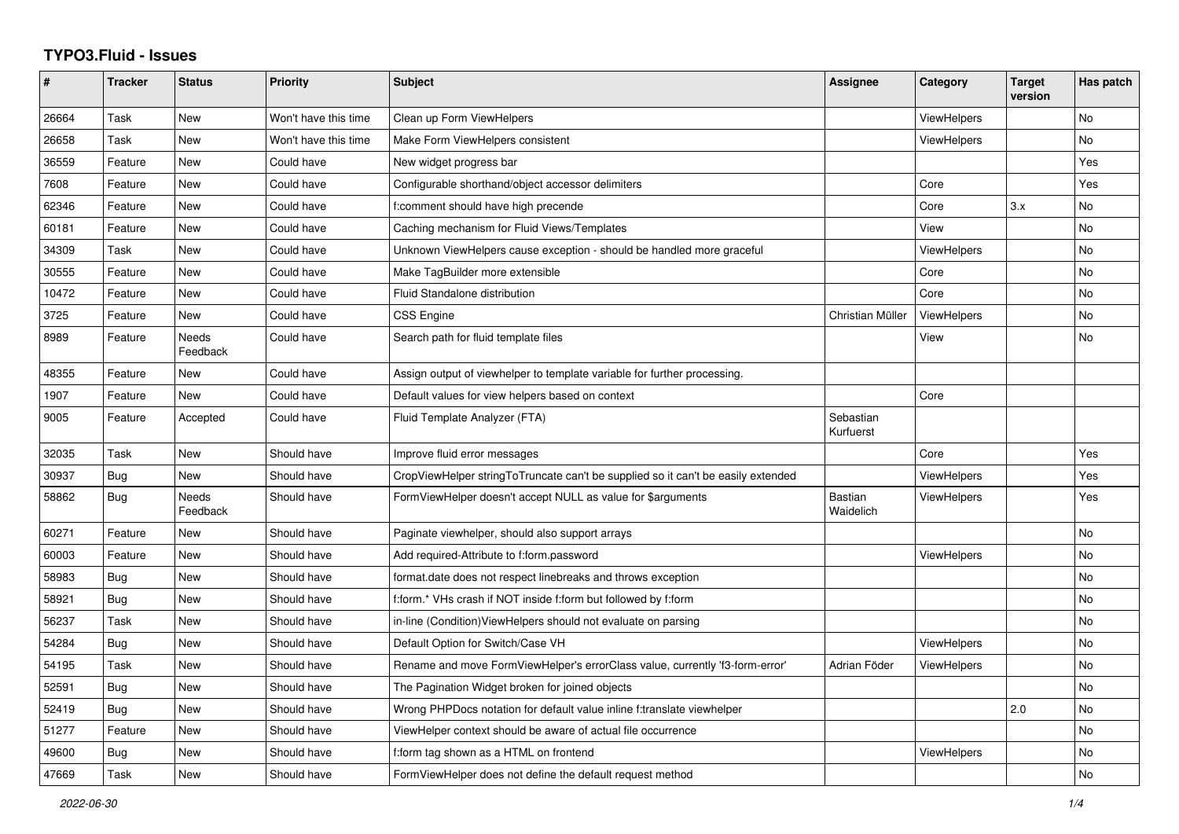# TYPO3.Fluid - Issues

| # | Tracker | Status | Priority | Subject | Assignee | Category | Target version | Has patch |
|---|---|---|---|---|---|---|---|---|
| 26664 | Task | New | Won't have this time | Clean up Form ViewHelpers | | ViewHelpers | | No |
| 26658 | Task | New | Won't have this time | Make Form ViewHelpers consistent | | ViewHelpers | | No |
| 36559 | Feature | New | Could have | New widget progress bar | | | | Yes |
| 7608 | Feature | New | Could have | Configurable shorthand/object accessor delimiters | | Core | | Yes |
| 62346 | Feature | New | Could have | f:comment should have high precende | | Core | 3.x | No |
| 60181 | Feature | New | Could have | Caching mechanism for Fluid Views/Templates | | View | | No |
| 34309 | Task | New | Could have | Unknown ViewHelpers cause exception - should be handled more graceful | | ViewHelpers | | No |
| 30555 | Feature | New | Could have | Make TagBuilder more extensible | | Core | | No |
| 10472 | Feature | New | Could have | Fluid Standalone distribution | | Core | | No |
| 3725 | Feature | New | Could have | CSS Engine | Christian Müller | ViewHelpers | | No |
| 8989 | Feature | Needs Feedback | Could have | Search path for fluid template files | | View | | No |
| 48355 | Feature | New | Could have | Assign output of viewhelper to template variable for further processing. | | | | |
| 1907 | Feature | New | Could have | Default values for view helpers based on context | | Core | | |
| 9005 | Feature | Accepted | Could have | Fluid Template Analyzer (FTA) | Sebastian Kurfuerst | | | |
| 32035 | Task | New | Should have | Improve fluid error messages | | Core | | Yes |
| 30937 | Bug | New | Should have | CropViewHelper stringToTruncate can't be supplied so it can't be easily extended | | ViewHelpers | | Yes |
| 58862 | Bug | Needs Feedback | Should have | FormViewHelper doesn't accept NULL as value for $arguments | Bastian Waidelich | ViewHelpers | | Yes |
| 60271 | Feature | New | Should have | Paginate viewhelper, should also support arrays | | | | No |
| 60003 | Feature | New | Should have | Add required-Attribute to f:form.password | | ViewHelpers | | No |
| 58983 | Bug | New | Should have | format.date does not respect linebreaks and throws exception | | | | No |
| 58921 | Bug | New | Should have | f:form.* VHs crash if NOT inside f:form but followed by f:form | | | | No |
| 56237 | Task | New | Should have | in-line (Condition)ViewHelpers should not evaluate on parsing | | | | No |
| 54284 | Bug | New | Should have | Default Option for Switch/Case VH | | ViewHelpers | | No |
| 54195 | Task | New | Should have | Rename and move FormViewHelper's errorClass value, currently 'f3-form-error' | Adrian Föder | ViewHelpers | | No |
| 52591 | Bug | New | Should have | The Pagination Widget broken for joined objects | | | | No |
| 52419 | Bug | New | Should have | Wrong PHPDocs notation for default value inline f:translate viewhelper | | | 2.0 | No |
| 51277 | Feature | New | Should have | ViewHelper context should be aware of actual file occurrence | | | | No |
| 49600 | Bug | New | Should have | f:form tag shown as a HTML on frontend | | ViewHelpers | | No |
| 47669 | Task | New | Should have | FormViewHelper does not define the default request method | | | | No |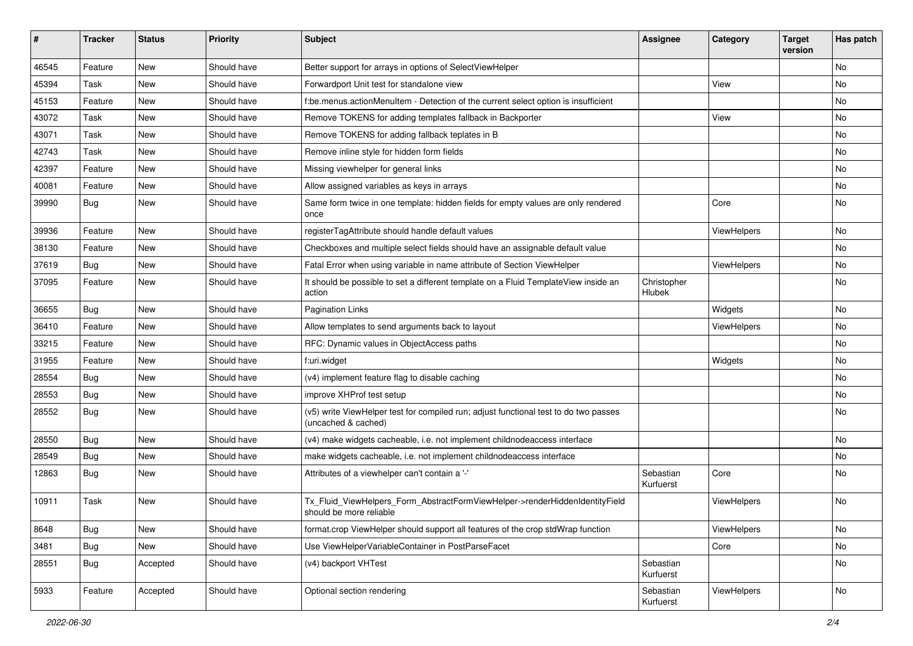| # | Tracker | Status | Priority | Subject | Assignee | Category | Target version | Has patch |
|---|---|---|---|---|---|---|---|---|
| 46545 | Feature | New | Should have | Better support for arrays in options of SelectViewHelper | | | | No |
| 45394 | Task | New | Should have | Forwardport Unit test for standalone view | | View | | No |
| 45153 | Feature | New | Should have | f:be.menus.actionMenuItem - Detection of the current select option is insufficient | | | | No |
| 43072 | Task | New | Should have | Remove TOKENS for adding templates fallback in Backporter | | View | | No |
| 43071 | Task | New | Should have | Remove TOKENS for adding fallback teplates in B | | | | No |
| 42743 | Task | New | Should have | Remove inline style for hidden form fields | | | | No |
| 42397 | Feature | New | Should have | Missing viewhelper for general links | | | | No |
| 40081 | Feature | New | Should have | Allow assigned variables as keys in arrays | | | | No |
| 39990 | Bug | New | Should have | Same form twice in one template: hidden fields for empty values are only rendered once | | Core | | No |
| 39936 | Feature | New | Should have | registerTagAttribute should handle default values | | ViewHelpers | | No |
| 38130 | Feature | New | Should have | Checkboxes and multiple select fields should have an assignable default value | | | | No |
| 37619 | Bug | New | Should have | Fatal Error when using variable in name attribute of Section ViewHelper | | ViewHelpers | | No |
| 37095 | Feature | New | Should have | It should be possible to set a different template on a Fluid TemplateView inside an action | Christopher Hlubek | | | No |
| 36655 | Bug | New | Should have | Pagination Links | | Widgets | | No |
| 36410 | Feature | New | Should have | Allow templates to send arguments back to layout | | ViewHelpers | | No |
| 33215 | Feature | New | Should have | RFC: Dynamic values in ObjectAccess paths | | | | No |
| 31955 | Feature | New | Should have | f:uri.widget | | Widgets | | No |
| 28554 | Bug | New | Should have | (v4) implement feature flag to disable caching | | | | No |
| 28553 | Bug | New | Should have | improve XHProf test setup | | | | No |
| 28552 | Bug | New | Should have | (v5) write ViewHelper test for compiled run; adjust functional test to do two passes (uncached & cached) | | | | No |
| 28550 | Bug | New | Should have | (v4) make widgets cacheable, i.e. not implement childnodeaccess interface | | | | No |
| 28549 | Bug | New | Should have | make widgets cacheable, i.e. not implement childnodeaccess interface | | | | No |
| 12863 | Bug | New | Should have | Attributes of a viewhelper can't contain a '-' | Sebastian Kurfuerst | Core | | No |
| 10911 | Task | New | Should have | Tx_Fluid_ViewHelpers_Form_AbstractFormViewHelper->renderHiddenIdentityField should be more reliable | | ViewHelpers | | No |
| 8648 | Bug | New | Should have | format.crop ViewHelper should support all features of the crop stdWrap function | | ViewHelpers | | No |
| 3481 | Bug | New | Should have | Use ViewHelperVariableContainer in PostParseFacet | | Core | | No |
| 28551 | Bug | Accepted | Should have | (v4) backport VHTest | Sebastian Kurfuerst | | | No |
| 5933 | Feature | Accepted | Should have | Optional section rendering | Sebastian Kurfuerst | ViewHelpers | | No |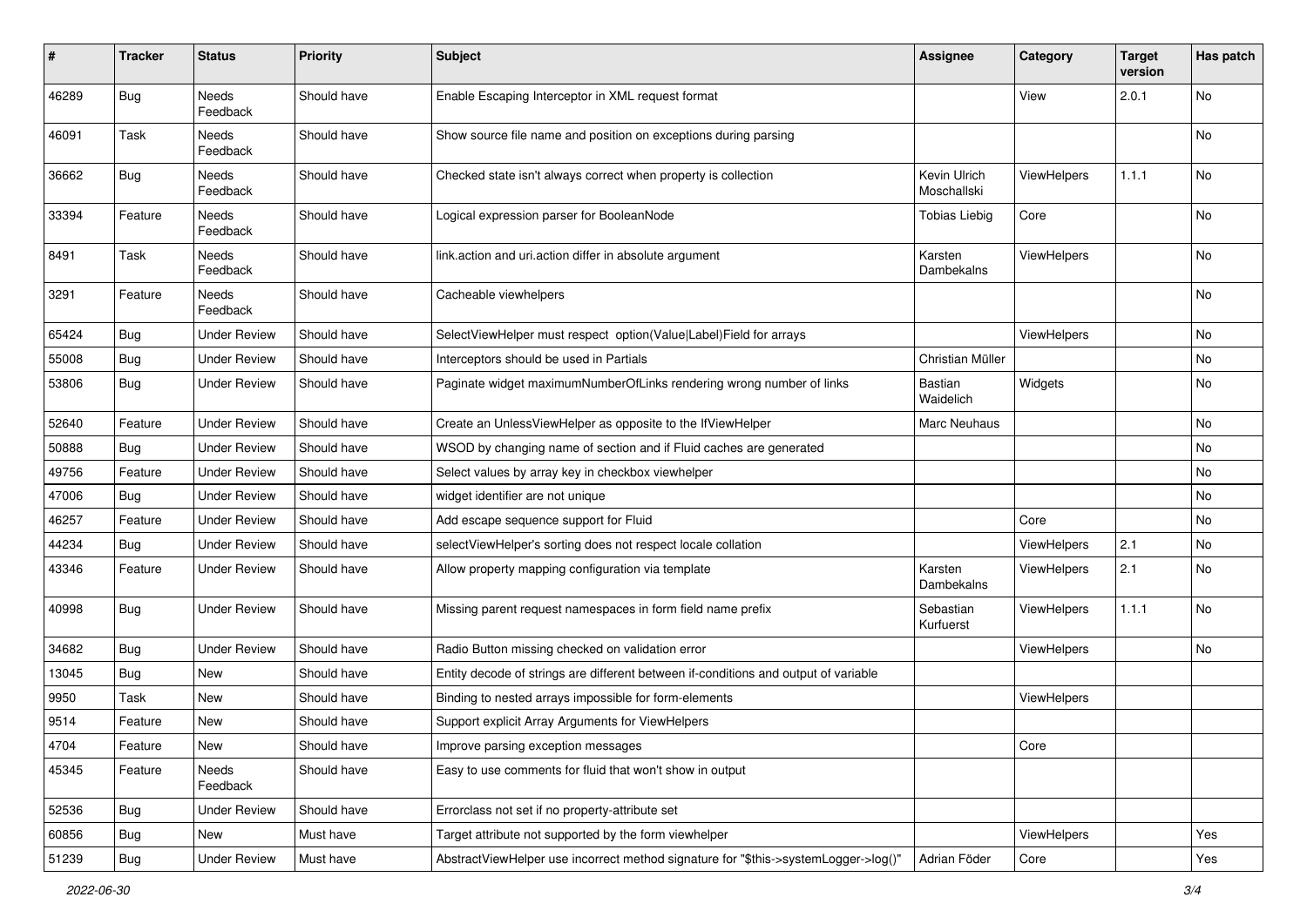| # | Tracker | Status | Priority | Subject | Assignee | Category | Target version | Has patch |
|---|---|---|---|---|---|---|---|---|
| 46289 | Bug | Needs Feedback | Should have | Enable Escaping Interceptor in XML request format | | View | 2.0.1 | No |
| 46091 | Task | Needs Feedback | Should have | Show source file name and position on exceptions during parsing | | | | No |
| 36662 | Bug | Needs Feedback | Should have | Checked state isn't always correct when property is collection | Kevin Ulrich Moschallski | ViewHelpers | 1.1.1 | No |
| 33394 | Feature | Needs Feedback | Should have | Logical expression parser for BooleanNode | Tobias Liebig | Core | | No |
| 8491 | Task | Needs Feedback | Should have | link.action and uri.action differ in absolute argument | Karsten Dambekalns | ViewHelpers | | No |
| 3291 | Feature | Needs Feedback | Should have | Cacheable viewhelpers | | | | No |
| 65424 | Bug | Under Review | Should have | SelectViewHelper must respect option(Value\|Label)Field for arrays | | ViewHelpers | | No |
| 55008 | Bug | Under Review | Should have | Interceptors should be used in Partials | Christian Müller | | | No |
| 53806 | Bug | Under Review | Should have | Paginate widget maximumNumberOfLinks rendering wrong number of links | Bastian Waidelich | Widgets | | No |
| 52640 | Feature | Under Review | Should have | Create an UnlessViewHelper as opposite to the IfViewHelper | Marc Neuhaus | | | No |
| 50888 | Bug | Under Review | Should have | WSOD by changing name of section and if Fluid caches are generated | | | | No |
| 49756 | Feature | Under Review | Should have | Select values by array key in checkbox viewhelper | | | | No |
| 47006 | Bug | Under Review | Should have | widget identifier are not unique | | | | No |
| 46257 | Feature | Under Review | Should have | Add escape sequence support for Fluid | | Core | | No |
| 44234 | Bug | Under Review | Should have | selectViewHelper's sorting does not respect locale collation | | ViewHelpers | 2.1 | No |
| 43346 | Feature | Under Review | Should have | Allow property mapping configuration via template | Karsten Dambekalns | ViewHelpers | 2.1 | No |
| 40998 | Bug | Under Review | Should have | Missing parent request namespaces in form field name prefix | Sebastian Kurfuerst | ViewHelpers | 1.1.1 | No |
| 34682 | Bug | Under Review | Should have | Radio Button missing checked on validation error | | ViewHelpers | | No |
| 13045 | Bug | New | Should have | Entity decode of strings are different between if-conditions and output of variable | | | | |
| 9950 | Task | New | Should have | Binding to nested arrays impossible for form-elements | | ViewHelpers | | |
| 9514 | Feature | New | Should have | Support explicit Array Arguments for ViewHelpers | | | | |
| 4704 | Feature | New | Should have | Improve parsing exception messages | | Core | | |
| 45345 | Feature | Needs Feedback | Should have | Easy to use comments for fluid that won't show in output | | | | |
| 52536 | Bug | Under Review | Should have | Errorclass not set if no property-attribute set | | | | |
| 60856 | Bug | New | Must have | Target attribute not supported by the form viewhelper | | ViewHelpers | | Yes |
| 51239 | Bug | Under Review | Must have | AbstractViewHelper use incorrect method signature for "$this->systemLogger->log()" | Adrian Föder | Core | | Yes |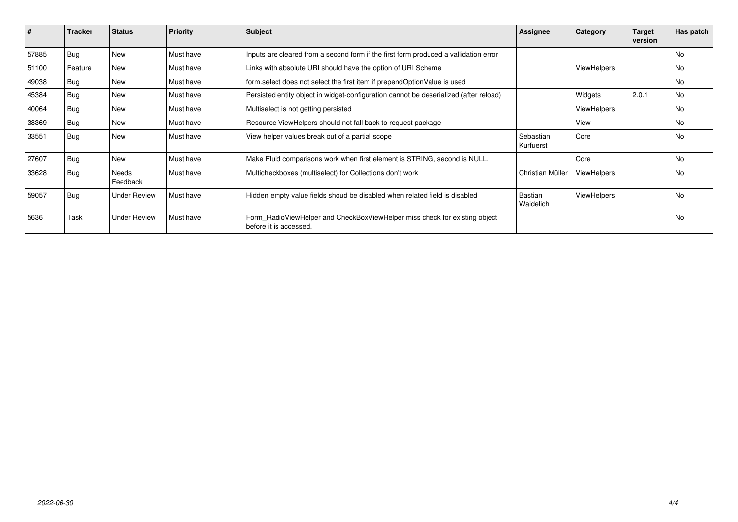| # | Tracker | Status | Priority | Subject | Assignee | Category | Target version | Has patch |
|---|---|---|---|---|---|---|---|---|
| 57885 | Bug | New | Must have | Inputs are cleared from a second form if the first form produced a vallidation error | | | | No |
| 51100 | Feature | New | Must have | Links with absolute URI should have the option of URI Scheme | | ViewHelpers | | No |
| 49038 | Bug | New | Must have | form.select does not select the first item if prependOptionValue is used | | | | No |
| 45384 | Bug | New | Must have | Persisted entity object in widget-configuration cannot be deserialized (after reload) | | Widgets | 2.0.1 | No |
| 40064 | Bug | New | Must have | Multiselect is not getting persisted | | ViewHelpers | | No |
| 38369 | Bug | New | Must have | Resource ViewHelpers should not fall back to request package | | View | | No |
| 33551 | Bug | New | Must have | View helper values break out of a partial scope | Sebastian Kurfuerst | Core | | No |
| 27607 | Bug | New | Must have | Make Fluid comparisons work when first element is STRING, second is NULL. | | Core | | No |
| 33628 | Bug | Needs Feedback | Must have | Multicheckboxes (multiselect) for Collections don't work | Christian Müller | ViewHelpers | | No |
| 59057 | Bug | Under Review | Must have | Hidden empty value fields shoud be disabled when related field is disabled | Bastian Waidelich | ViewHelpers | | No |
| 5636 | Task | Under Review | Must have | Form_RadioViewHelper and CheckBoxViewHelper miss check for existing object before it is accessed. | | | | No |